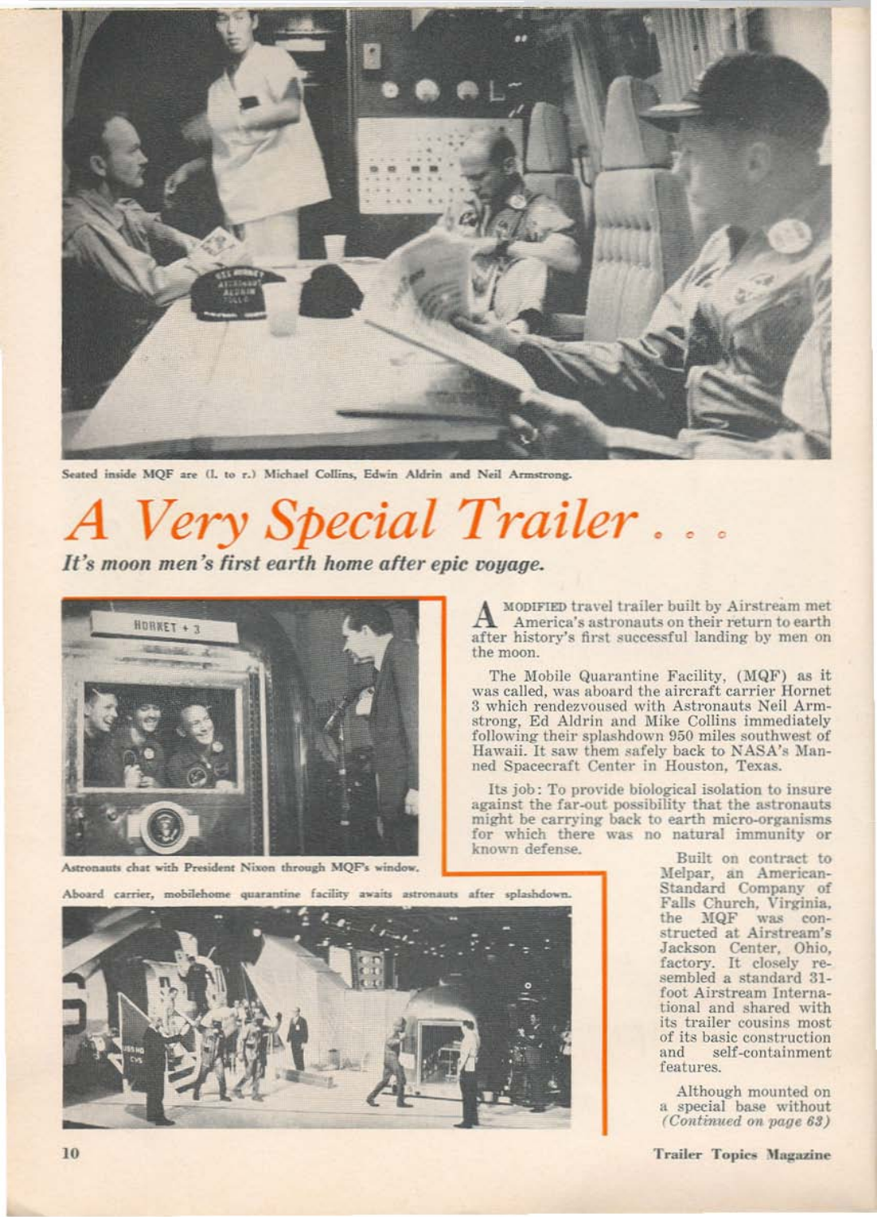Seated inside MQF are (l. to r.) Michael Collins, Edwin Aldrin and Neil Armstrong.

# A Very Special Trailer . . .

***It's moon men's first earth home after epic voyage.***

Astronauts chat with President Nixon through MQF's window.

Aboard carrier, mobilehome quarantine facility awaits astronauts after splashdown.

A MODIFIED travel trailer built by Airstream met America's astronauts on their return to earth after history's first successful landing by men on the moon.

The Mobile Quarantine Facility, (MQF) as it was called, was aboard the aircraft carrier Hornet 3 which rendezvoused with Astronauts Neil Armstrong, Ed Aldrin and Mike Collins immediately following their splashdown 950 miles southwest of Hawaii. It saw them safely back to NASA's Manned Spacecraft Center in Houston, Texas.

Its job: To provide biological isolation to insure against the far-out possibility that the astronauts might be carrying back to earth micro-organisms for which there was no natural immunity or known defense.

Built on contract to Melpar, an American-Standard Company of Falls Church, Virginia, the MQF was constructed at Airstream's Jackson Center, Ohio, factory. It closely resembled a standard 31-foot Airstream International and shared with its trailer cousins most of its basic construction and self-containment features.

Although mounted on a special base without *(Continued on page 63)*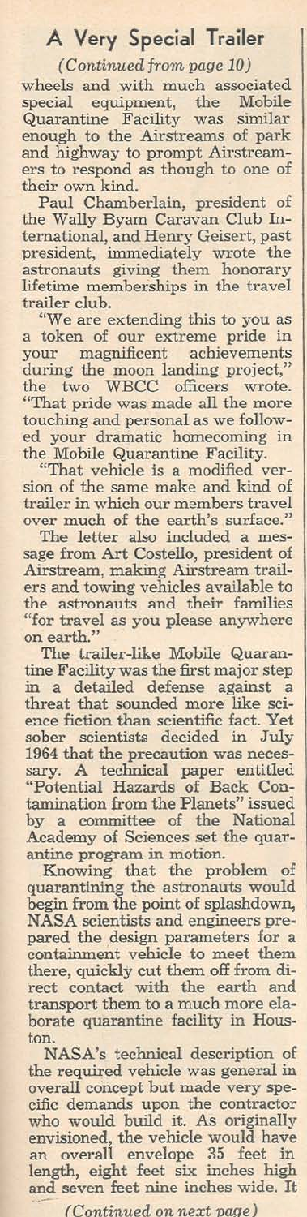## A Very Special Trailer

*(Continued from page 10)*

wheels and with much associated special equipment, the Mobile Quarantine Facility was similar enough to the Airstreams of park and highway to prompt Airstreamers to respond as though to one of their own kind.

Paul Chamberlain, president of the Wally Byam Caravan Club International, and Henry Geisert, past president, immediately wrote the astronauts giving them honorary lifetime memberships in the travel trailer club.

"We are extending this to you as a token of our extreme pride in your magnificent achievements during the moon landing project," the two WBCC officers wrote. "That pride was made all the more touching and personal as we followed your dramatic homecoming in the Mobile Quarantine Facility.

"That vehicle is a modified version of the same make and kind of trailer in which our members travel over much of the earth's surface."

The letter also included a message from Art Costello, president of Airstream, making Airstream trailers and towing vehicles available to the astronauts and their families "for travel as you please anywhere on earth."

The trailer-like Mobile Quarantine Facility was the first major step in a detailed defense against a threat that sounded more like science fiction than scientific fact. Yet sober scientists decided in July 1964 that the precaution was necessary. A technical paper entitled "Potential Hazards of Back Contamination from the Planets" issued by a committee of the National Academy of Sciences set the quarantine program in motion.

Knowing that the problem of quarantining the astronauts would begin from the point of splashdown, NASA scientists and engineers prepared the design parameters for a containment vehicle to meet them there, quickly cut them off from direct contact with the earth and transport them to a much more elaborate quarantine facility in Houston.

NASA's technical description of the required vehicle was general in overall concept but made very specific demands upon the contractor who would build it. As originally envisioned, the vehicle would have an overall envelope 35 feet in length, eight feet six inches high and seven feet nine inches wide. It

*(Continued on next page)*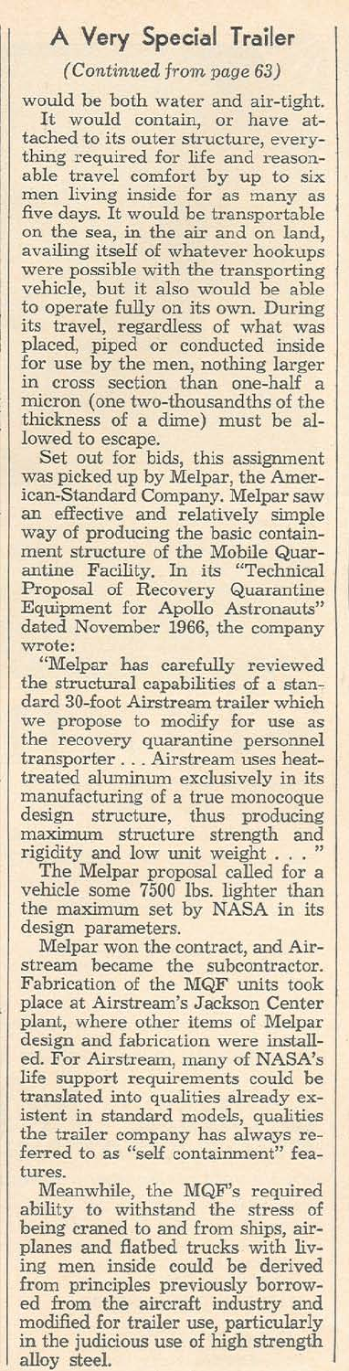## A Very Special Trailer

*(Continued from page 63)*

would be both water and air-tight.

It would contain, or have attached to its outer structure, everything required for life and reasonable travel comfort by up to six men living inside for as many as five days. It would be transportable on the sea, in the air and on land, availing itself of whatever hookups were possible with the transporting vehicle, but it also would be able to operate fully on its own. During its travel, regardless of what was placed, piped or conducted inside for use by the men, nothing larger in cross section than one-half a micron (one two-thousandths of the thickness of a dime) must be allowed to escape.

Set out for bids, this assignment was picked up by Melpar, the American-Standard Company. Melpar saw an effective and relatively simple way of producing the basic containment structure of the Mobile Quarantine Facility. In its "Technical Proposal of Recovery Quarantine Equipment for Apollo Astronauts" dated November 1966, the company wrote:

"Melpar has carefully reviewed the structural capabilities of a standard 30-foot Airstream trailer which we propose to modify for use as the recovery quarantine personnel transporter . . . Airstream uses heat-treated aluminum exclusively in its manufacturing of a true monocoque design structure, thus producing maximum structure strength and rigidity and low unit weight . . . "

The Melpar proposal called for a vehicle some 7500 lbs. lighter than the maximum set by NASA in its design parameters.

Melpar won the contract, and Airstream became the subcontractor. Fabrication of the MQF units took place at Airstream's Jackson Center plant, where other items of Melpar design and fabrication were installed. For Airstream, many of NASA's life support requirements could be translated into qualities already existent in standard models, qualities the trailer company has always referred to as "self containment" features.

Meanwhile, the MQF's required ability to withstand the stress of being craned to and from ships, airplanes and flatbed trucks with living men inside could be derived from principles previously borrowed from the aircraft industry and modified for trailer use, particularly in the judicious use of high strength alloy steel.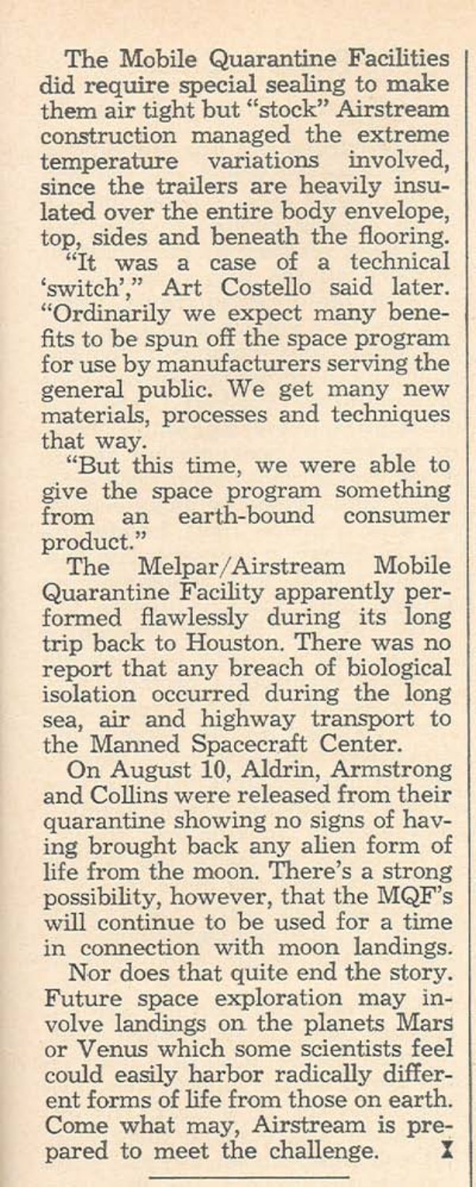The Mobile Quarantine Facilities did require special sealing to make them air tight but "stock" Airstream construction managed the extreme temperature variations involved, since the trailers are heavily insulated over the entire body envelope, top, sides and beneath the flooring.

"It was a case of a technical 'switch'," Art Costello said later. "Ordinarily we expect many benefits to be spun off the space program for use by manufacturers serving the general public. We get many new materials, processes and techniques that way.

"But this time, we were able to give the space program something from an earth-bound consumer product."

The Melpar/Airstream Mobile Quarantine Facility apparently performed flawlessly during its long trip back to Houston. There was no report that any breach of biological isolation occurred during the long sea, air and highway transport to the Manned Spacecraft Center.

On August 10, Aldrin, Armstrong and Collins were released from their quarantine showing no signs of having brought back any alien form of life from the moon. There's a strong possibility, however, that the MQF's will continue to be used for a time in connection with moon landings.

Nor does that quite end the story. Future space exploration may involve landings on the planets Mars or Venus which some scientists feel could easily harbor radically different forms of life from those on earth. Come what may, Airstream is prepared to meet the challenge.